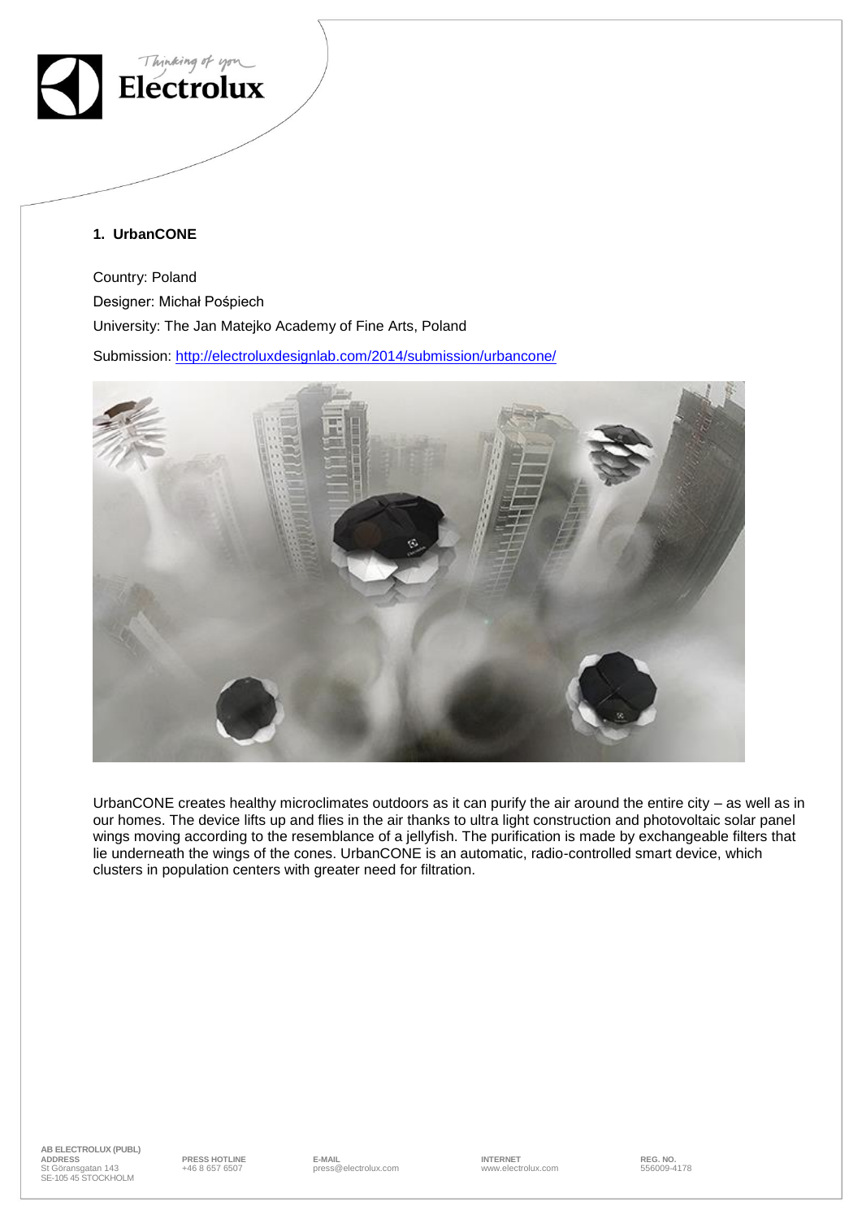## 1. UrbanCONE

Country: Poland

Designer: Michał Pośpiech

University: The Jan Matejko Academy of Fine Arts, Poland

Submission: [http://electroluxdesignlab.com/2014/submission/urbancone/](http://electroluxdesignlab.com/2014/submission/urbancone/)

UrbanCONE creates healthy microclimates outdoors as it can purify the air around the entire city – as well as in our homes. The device lifts up and flies in the air thanks to ultra light construction and photovoltaic solar panel wings moving according to the resemblance of a jellyfish. The purification is made by exchangeable filters that lie underneath the wings of the cones. UrbanCONE is an automatic, radio-controlled smart device, which clusters in population centers with greater need for filtration.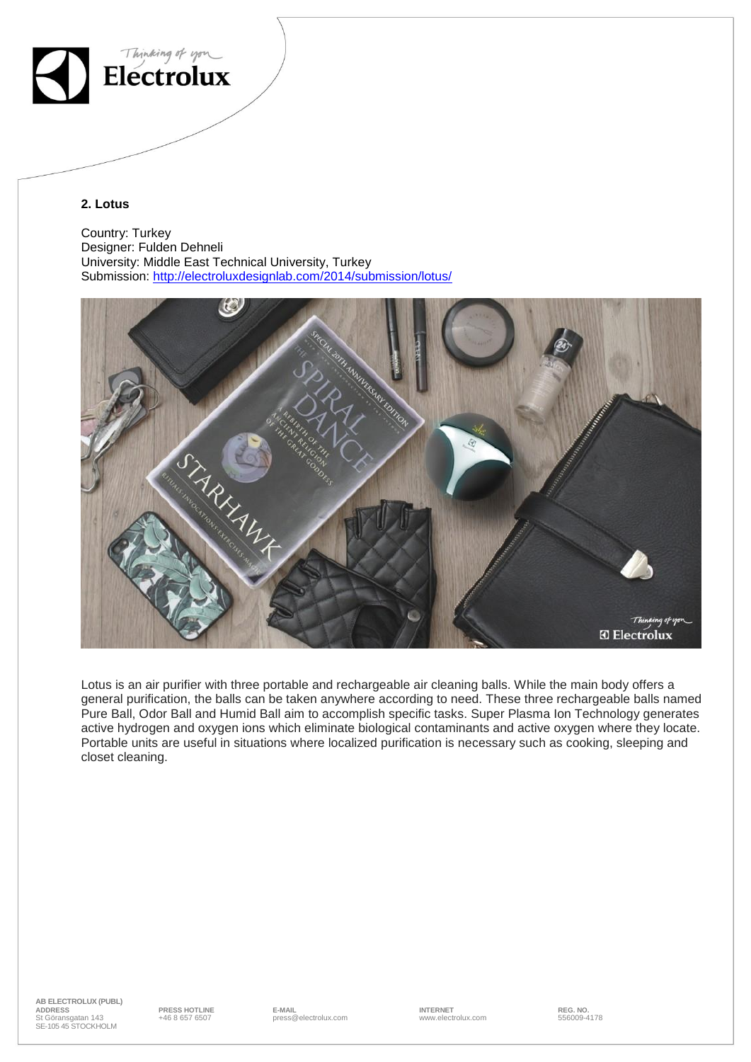## 2. Lotus

Country: Turkey
Designer: Fulden Dehneli
University: Middle East Technical University, Turkey
Submission: [http://electroluxdesignlab.com/2014/submission/lotus/](http://electroluxdesignlab.com/2014/submission/lotus/)

Lotus is an air purifier with three portable and rechargeable air cleaning balls. While the main body offers a general purification, the balls can be taken anywhere according to need. These three rechargeable balls named Pure Ball, Odor Ball and Humid Ball aim to accomplish specific tasks. Super Plasma Ion Technology generates active hydrogen and oxygen ions which eliminate biological contaminants and active oxygen where they locate. Portable units are useful in situations where localized purification is necessary such as cooking, sleeping and closet cleaning.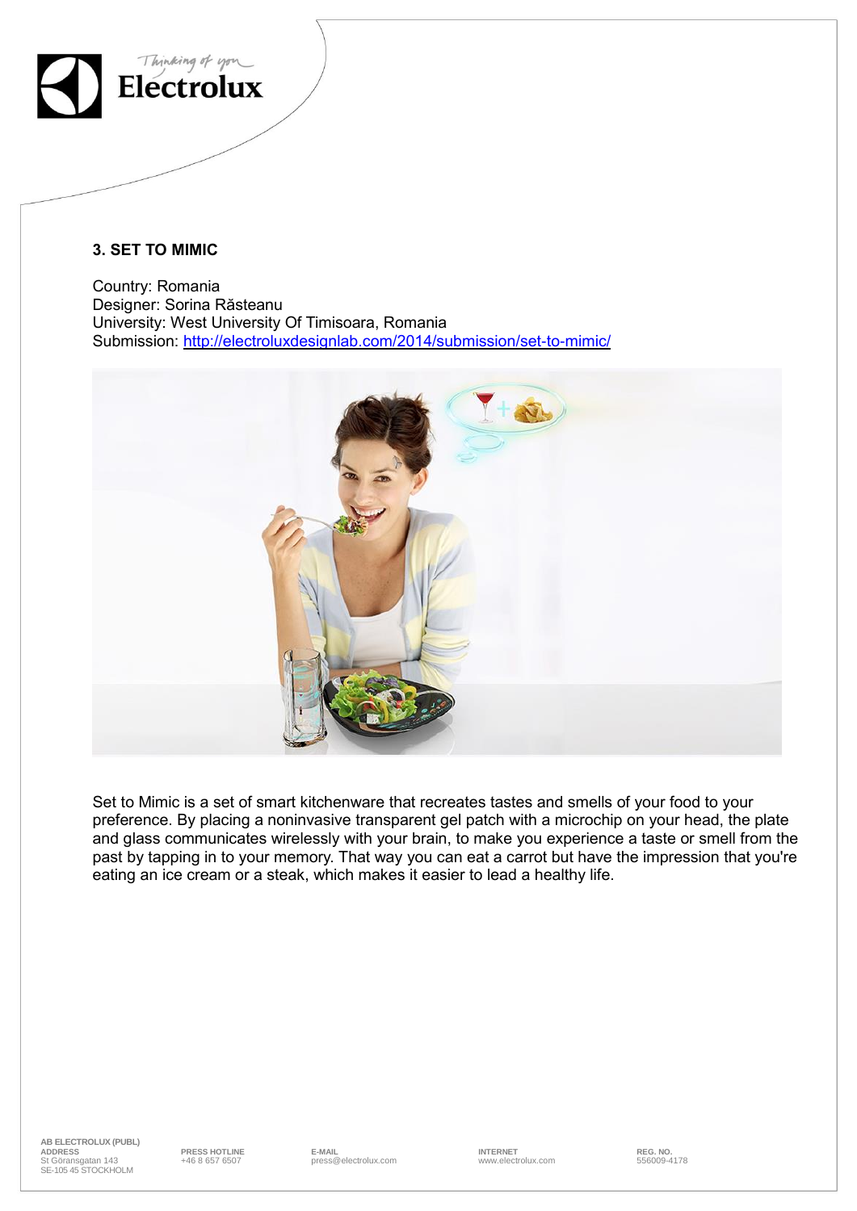### 3. SET TO MIMIC

Country: Romania
Designer: Sorina Răsteanu
University: West University Of Timisoara, Romania
Submission: http://electroluxdesignlab.com/2014/submission/set-to-mimic/

Set to Mimic is a set of smart kitchenware that recreates tastes and smells of your food to your preference. By placing a noninvasive transparent gel patch with a microchip on your head, the plate and glass communicates wirelessly with your brain, to make you experience a taste or smell from the past by tapping in to your memory. That way you can eat a carrot but have the impression that you're eating an ice cream or a steak, which makes it easier to lead a healthy life.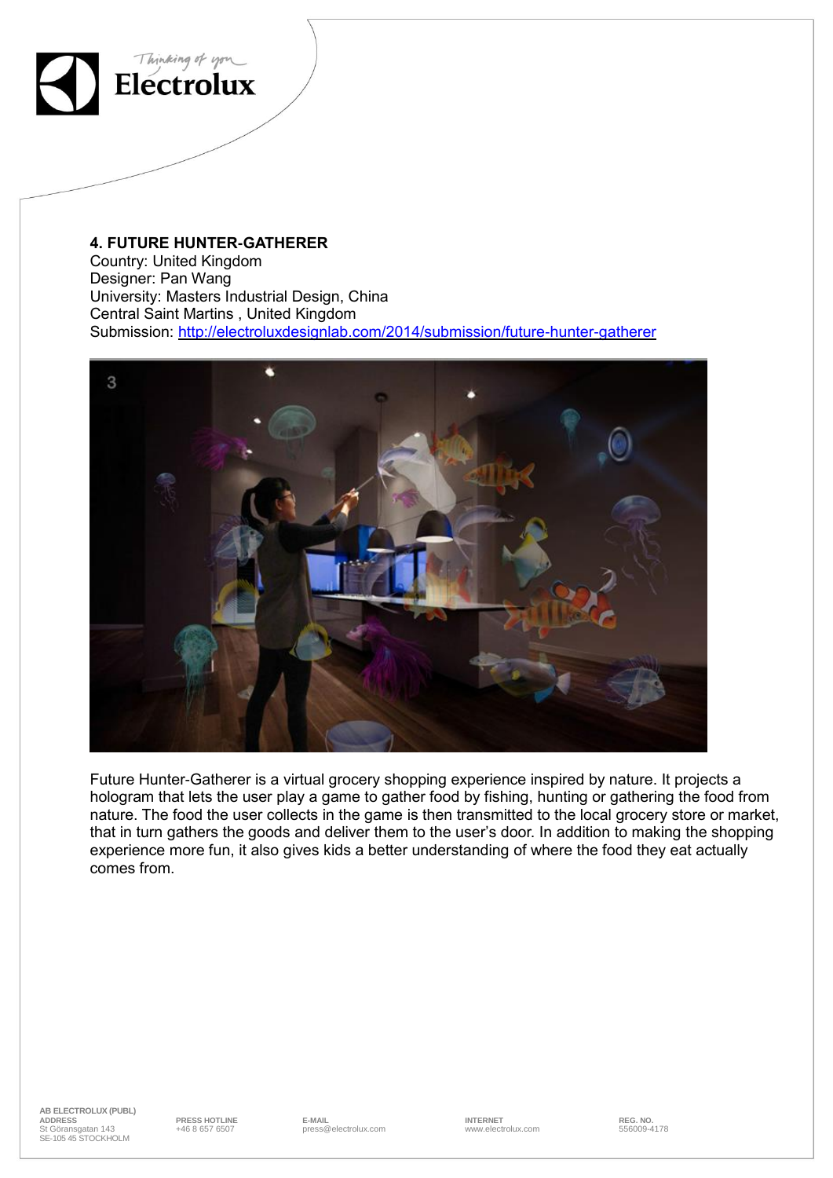**4. FUTURE HUNTER-GATHERER**
Country: United Kingdom
Designer: Pan Wang
University: Masters Industrial Design, China
Central Saint Martins , United Kingdom
Submission: http://electroluxdesignlab.com/2014/submission/future-hunter-gatherer

Future Hunter-Gatherer is a virtual grocery shopping experience inspired by nature. It projects a hologram that lets the user play a game to gather food by fishing, hunting or gathering the food from nature. The food the user collects in the game is then transmitted to the local grocery store or market, that in turn gathers the goods and deliver them to the user's door. In addition to making the shopping experience more fun, it also gives kids a better understanding of where the food they eat actually comes from.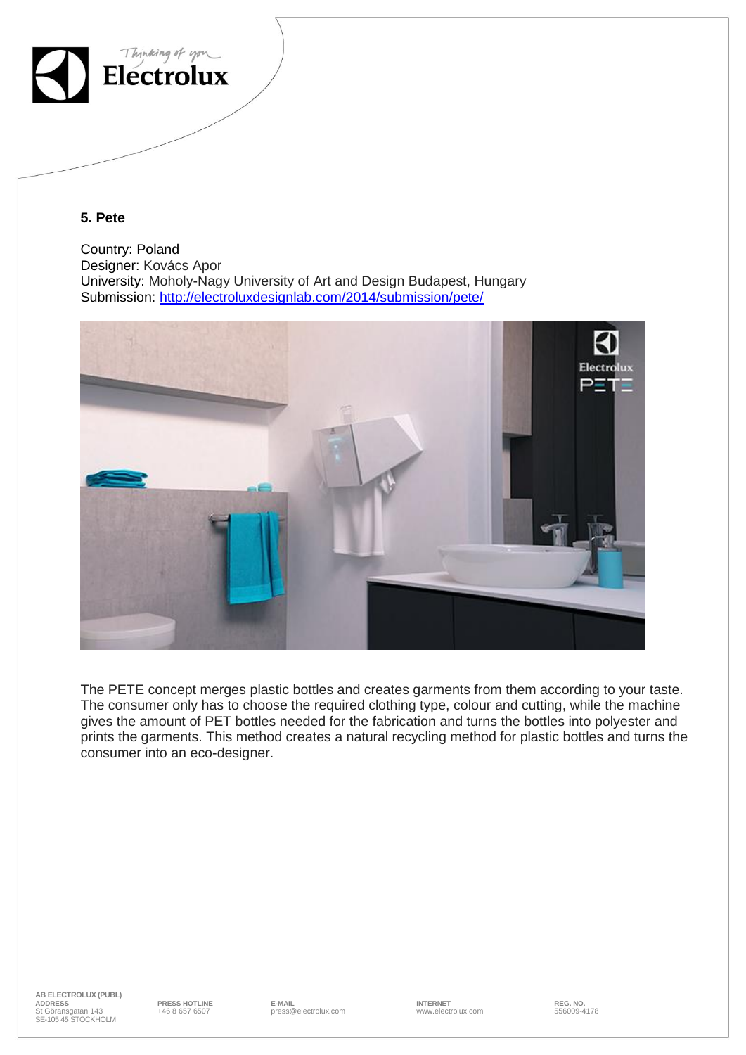### 5. Pete

Country: Poland
Designer: Kovács Apor
University: Moholy-Nagy University of Art and Design Budapest, Hungary
Submission: http://electroluxdesignlab.com/2014/submission/pete/

The PETE concept merges plastic bottles and creates garments from them according to your taste. The consumer only has to choose the required clothing type, colour and cutting, while the machine gives the amount of PET bottles needed for the fabrication and turns the bottles into polyester and prints the garments. This method creates a natural recycling method for plastic bottles and turns the consumer into an eco-designer.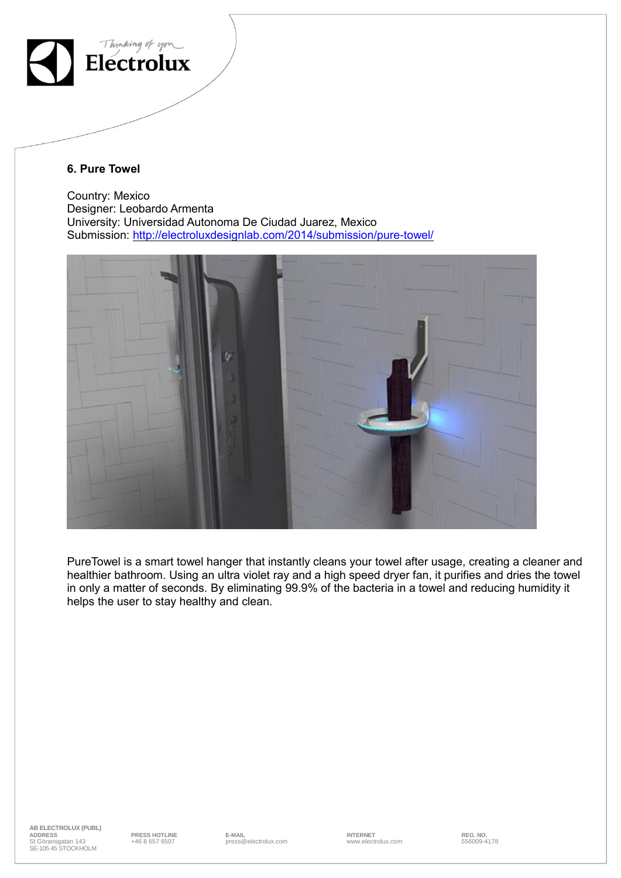### 6. Pure Towel

Country: Mexico
Designer: Leobardo Armenta
University: Universidad Autonoma De Ciudad Juarez, Mexico
Submission: http://electroluxdesignlab.com/2014/submission/pure-towel/

PureTowel is a smart towel hanger that instantly cleans your towel after usage, creating a cleaner and healthier bathroom. Using an ultra violet ray and a high speed dryer fan, it purifies and dries the towel in only a matter of seconds. By eliminating 99.9% of the bacteria in a towel and reducing humidity it helps the user to stay healthy and clean.